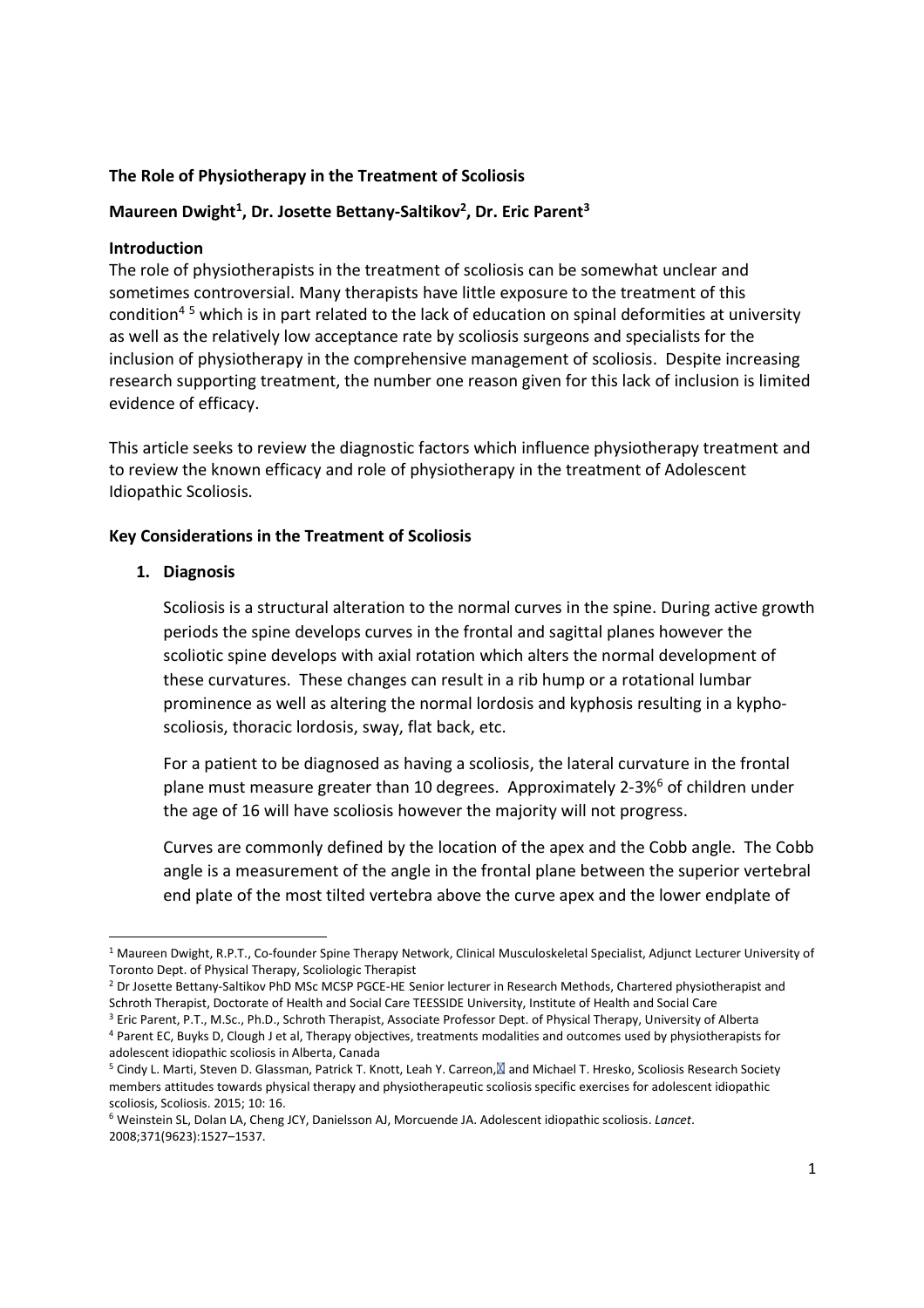# The Role of Physiotherapy in the Treatment of Scoliosis

**Maureen Dwight[1], Dr. Josette Bettany-Saltikov[2], Dr. Eric Parent[3]**

## Introduction

The role of physiotherapists in the treatment of scoliosis can be somewhat unclear and sometimes controversial. Many therapists have little exposure to the treatment of this condition[4 5] which is in part related to the lack of education on spinal deformities at university as well as the relatively low acceptance rate by scoliosis surgeons and specialists for the inclusion of physiotherapy in the comprehensive management of scoliosis. Despite increasing research supporting treatment, the number one reason given for this lack of inclusion is limited evidence of efficacy.

This article seeks to review the diagnostic factors which influence physiotherapy treatment and to review the known efficacy and role of physiotherapy in the treatment of Adolescent Idiopathic Scoliosis.

## Key Considerations in the Treatment of Scoliosis

1. **Diagnosis**

   Scoliosis is a structural alteration to the normal curves in the spine. During active growth periods the spine develops curves in the frontal and sagittal planes however the scoliotic spine develops with axial rotation which alters the normal development of these curvatures. These changes can result in a rib hump or a rotational lumbar prominence as well as altering the normal lordosis and kyphosis resulting in a kypho-scoliosis, thoracic lordosis, sway, flat back, etc.

   For a patient to be diagnosed as having a scoliosis, the lateral curvature in the frontal plane must measure greater than 10 degrees. Approximately 2-3%[6] of children under the age of 16 will have scoliosis however the majority will not progress.

   Curves are commonly defined by the location of the apex and the Cobb angle. The Cobb angle is a measurement of the angle in the frontal plane between the superior vertebral end plate of the most tilted vertebra above the curve apex and the lower endplate of

---

[1] Maureen Dwight, R.P.T., Co-founder Spine Therapy Network, Clinical Musculoskeletal Specialist, Adjunct Lecturer University of Toronto Dept. of Physical Therapy, Scoliologic Therapist

[2] Dr Josette Bettany-Saltikov PhD MSc MCSP PGCE-HE Senior lecturer in Research Methods, Chartered physiotherapist and Schroth Therapist, Doctorate of Health and Social Care TEESSIDE University, Institute of Health and Social Care

[3] Eric Parent, P.T., M.Sc., Ph.D., Schroth Therapist, Associate Professor Dept. of Physical Therapy, University of Alberta

[4] Parent EC, Buyks D, Clough J et al, Therapy objectives, treatments modalities and outcomes used by physiotherapists for adolescent idiopathic scoliosis in Alberta, Canada

[5] Cindy L. Marti, Steven D. Glassman, Patrick T. Knott, Leah Y. Carreon, and Michael T. Hresko, Scoliosis Research Society members attitudes towards physical therapy and physiotherapeutic scoliosis specific exercises for adolescent idiopathic scoliosis, Scoliosis. 2015; 10: 16.

[6] Weinstein SL, Dolan LA, Cheng JCY, Danielsson AJ, Morcuende JA. Adolescent idiopathic scoliosis. *Lancet*. 2008;371(9623):1527–1537.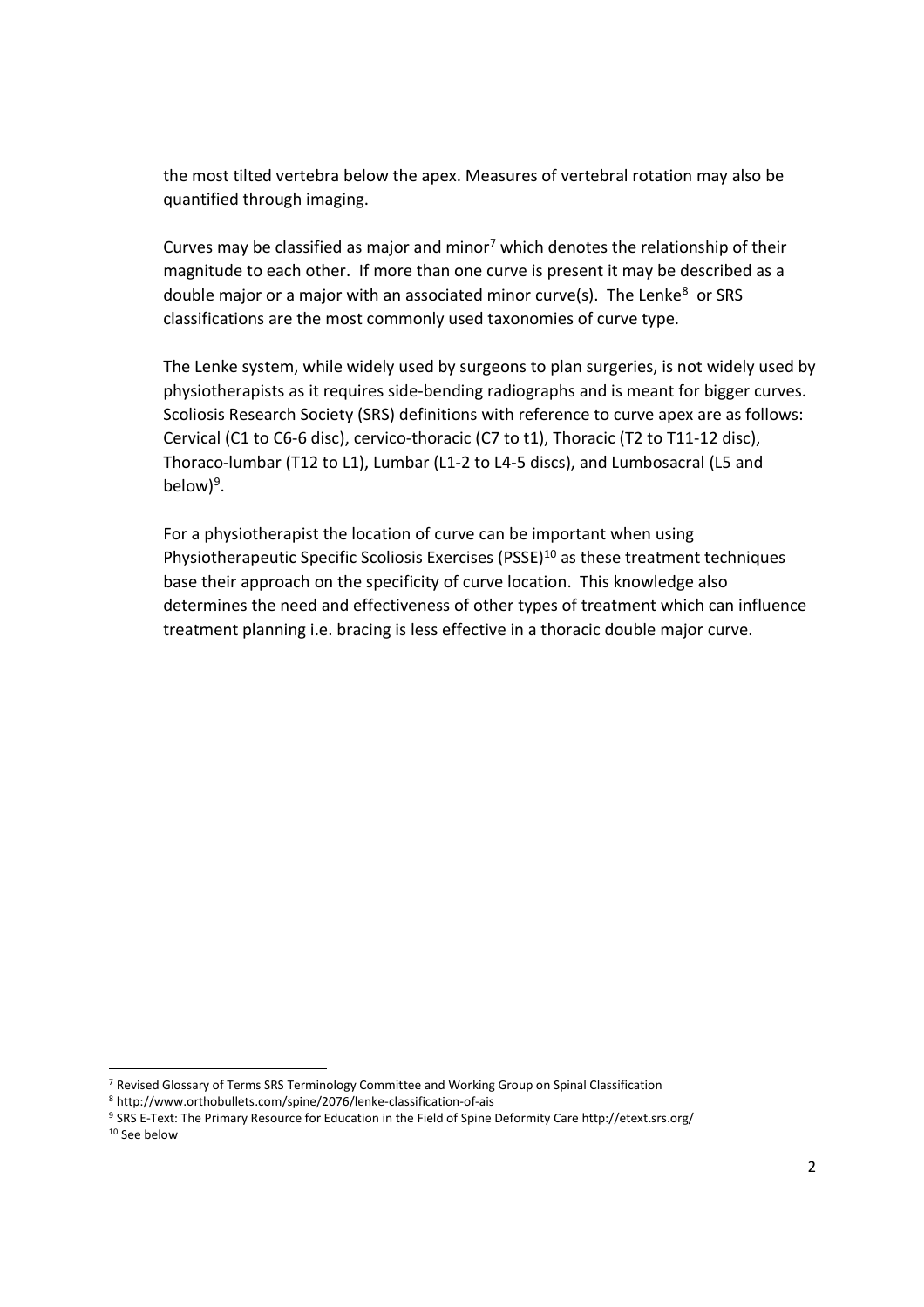the most tilted vertebra below the apex. Measures of vertebral rotation may also be quantified through imaging.

Curves may be classified as major and minor[7] which denotes the relationship of their magnitude to each other. If more than one curve is present it may be described as a double major or a major with an associated minor curve(s). The Lenke[8] or SRS classifications are the most commonly used taxonomies of curve type.

The Lenke system, while widely used by surgeons to plan surgeries, is not widely used by physiotherapists as it requires side-bending radiographs and is meant for bigger curves. Scoliosis Research Society (SRS) definitions with reference to curve apex are as follows: Cervical (C1 to C6-6 disc), cervico-thoracic (C7 to t1), Thoracic (T2 to T11-12 disc), Thoraco-lumbar (T12 to L1), Lumbar (L1-2 to L4-5 discs), and Lumbosacral (L5 and below)[9].

For a physiotherapist the location of curve can be important when using Physiotherapeutic Specific Scoliosis Exercises (PSSE)[10] as these treatment techniques base their approach on the specificity of curve location. This knowledge also determines the need and effectiveness of other types of treatment which can influence treatment planning i.e. bracing is less effective in a thoracic double major curve.

---

[7] Revised Glossary of Terms SRS Terminology Committee and Working Group on Spinal Classification

[8] http://www.orthobullets.com/spine/2076/lenke-classification-of-ais

[9] SRS E-Text: The Primary Resource for Education in the Field of Spine Deformity Care http://etext.srs.org/

[10] See below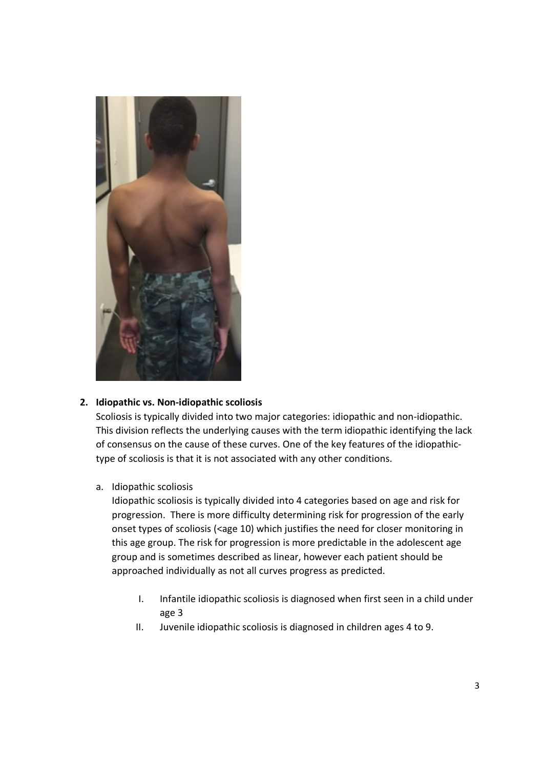2. **Idiopathic vs. Non-idiopathic scoliosis**

   Scoliosis is typically divided into two major categories: idiopathic and non-idiopathic. This division reflects the underlying causes with the term idiopathic identifying the lack of consensus on the cause of these curves. One of the key features of the idiopathic-type of scoliosis is that it is not associated with any other conditions.

   a. Idiopathic scoliosis

      Idiopathic scoliosis is typically divided into 4 categories based on age and risk for progression. There is more difficulty determining risk for progression of the early onset types of scoliosis (<age 10) which justifies the need for closer monitoring in this age group. The risk for progression is more predictable in the adolescent age group and is sometimes described as linear, however each patient should be approached individually as not all curves progress as predicted.

      I. Infantile idiopathic scoliosis is diagnosed when first seen in a child under age 3
      II. Juvenile idiopathic scoliosis is diagnosed in children ages 4 to 9.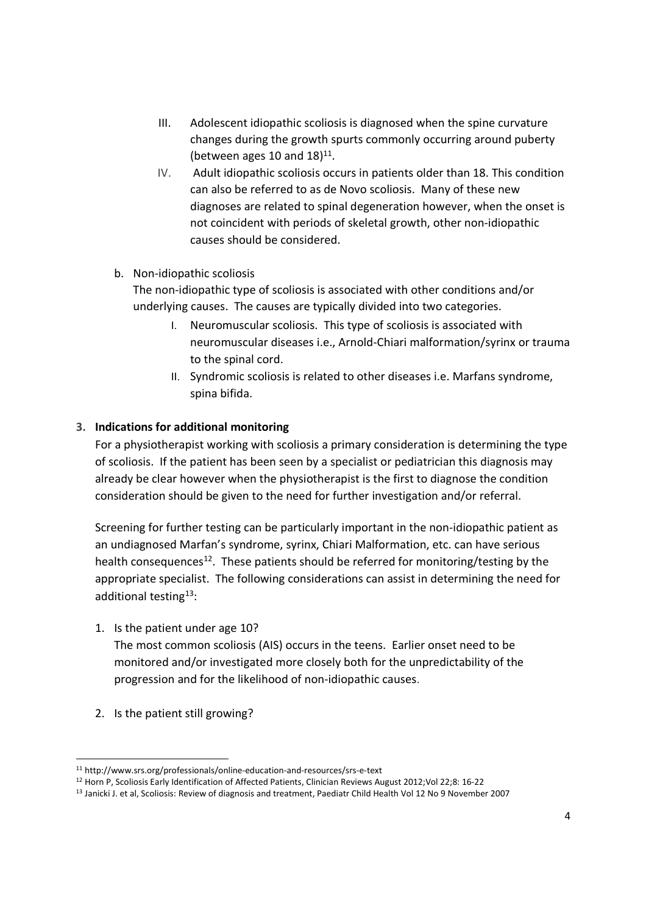III. Adolescent idiopathic scoliosis is diagnosed when the spine curvature changes during the growth spurts commonly occurring around puberty (between ages 10 and 18)[11].

IV. Adult idiopathic scoliosis occurs in patients older than 18. This condition can also be referred to as de Novo scoliosis. Many of these new diagnoses are related to spinal degeneration however, when the onset is not coincident with periods of skeletal growth, other non-idiopathic causes should be considered.

b. Non-idiopathic scoliosis

The non-idiopathic type of scoliosis is associated with other conditions and/or underlying causes. The causes are typically divided into two categories.

I. Neuromuscular scoliosis. This type of scoliosis is associated with neuromuscular diseases i.e., Arnold-Chiari malformation/syrinx or trauma to the spinal cord.

II. Syndromic scoliosis is related to other diseases i.e. Marfans syndrome, spina bifida.

**3. Indications for additional monitoring**

For a physiotherapist working with scoliosis a primary consideration is determining the type of scoliosis. If the patient has been seen by a specialist or pediatrician this diagnosis may already be clear however when the physiotherapist is the first to diagnose the condition consideration should be given to the need for further investigation and/or referral.

Screening for further testing can be particularly important in the non-idiopathic patient as an undiagnosed Marfan's syndrome, syrinx, Chiari Malformation, etc. can have serious health consequences[12]. These patients should be referred for monitoring/testing by the appropriate specialist. The following considerations can assist in determining the need for additional testing[13]:

1. Is the patient under age 10?

   The most common scoliosis (AIS) occurs in the teens. Earlier onset need to be monitored and/or investigated more closely both for the unpredictability of the progression and for the likelihood of non-idiopathic causes.

2. Is the patient still growing?

---

[11] http://www.srs.org/professionals/online-education-and-resources/srs-e-text

[12] Horn P, Scoliosis Early Identification of Affected Patients, Clinician Reviews August 2012;Vol 22;8: 16-22

[13] Janicki J. et al, Scoliosis: Review of diagnosis and treatment, Paediatr Child Health Vol 12 No 9 November 2007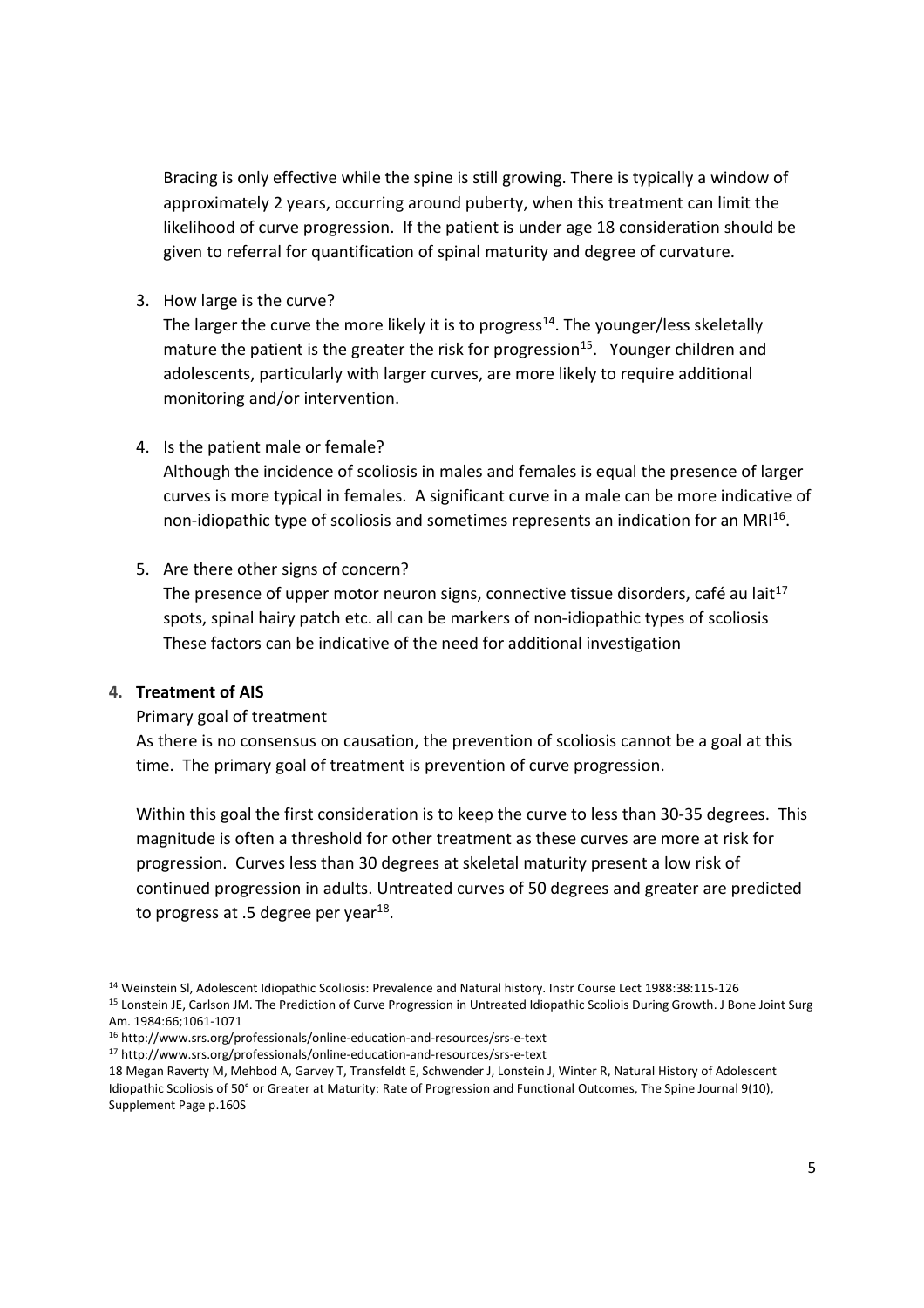Bracing is only effective while the spine is still growing. There is typically a window of approximately 2 years, occurring around puberty, when this treatment can limit the likelihood of curve progression. If the patient is under age 18 consideration should be given to referral for quantification of spinal maturity and degree of curvature.

3. How large is the curve?

   The larger the curve the more likely it is to progress[14]. The younger/less skeletally mature the patient is the greater the risk for progression[15]. Younger children and adolescents, particularly with larger curves, are more likely to require additional monitoring and/or intervention.

4. Is the patient male or female?

   Although the incidence of scoliosis in males and females is equal the presence of larger curves is more typical in females. A significant curve in a male can be more indicative of non-idiopathic type of scoliosis and sometimes represents an indication for an MRI[16].

5. Are there other signs of concern?

   The presence of upper motor neuron signs, connective tissue disorders, café au lait[17] spots, spinal hairy patch etc. all can be markers of non-idiopathic types of scoliosis These factors can be indicative of the need for additional investigation

**4. Treatment of AIS**

Primary goal of treatment

As there is no consensus on causation, the prevention of scoliosis cannot be a goal at this time. The primary goal of treatment is prevention of curve progression.

Within this goal the first consideration is to keep the curve to less than 30-35 degrees. This magnitude is often a threshold for other treatment as these curves are more at risk for progression. Curves less than 30 degrees at skeletal maturity present a low risk of continued progression in adults. Untreated curves of 50 degrees and greater are predicted to progress at .5 degree per year[18].

---

[14] Weinstein Sl, Adolescent Idiopathic Scoliosis: Prevalence and Natural history. Instr Course Lect 1988:38:115-126

[15] Lonstein JE, Carlson JM. The Prediction of Curve Progression in Untreated Idiopathic Scoliois During Growth. J Bone Joint Surg Am. 1984:66;1061-1071

[16] http://www.srs.org/professionals/online-education-and-resources/srs-e-text

[17] http://www.srs.org/professionals/online-education-and-resources/srs-e-text

18 Megan Raverty M, Mehbod A, Garvey T, Transfeldt E, Schwender J, Lonstein J, Winter R, Natural History of Adolescent Idiopathic Scoliosis of 50° or Greater at Maturity: Rate of Progression and Functional Outcomes, The Spine Journal 9(10), Supplement Page p.160S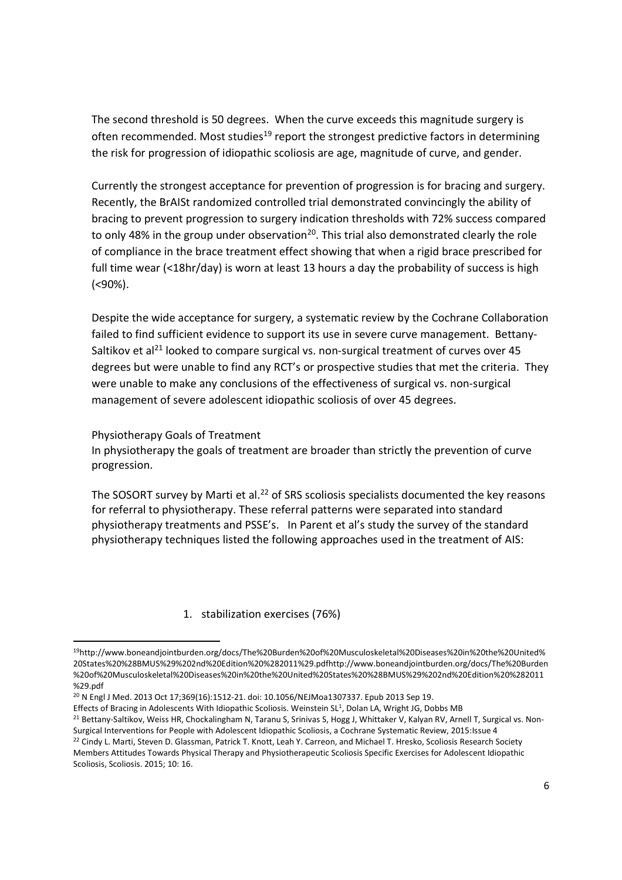The second threshold is 50 degrees. When the curve exceeds this magnitude surgery is often recommended. Most studies[19] report the strongest predictive factors in determining the risk for progression of idiopathic scoliosis are age, magnitude of curve, and gender.

Currently the strongest acceptance for prevention of progression is for bracing and surgery. Recently, the BrAISt randomized controlled trial demonstrated convincingly the ability of bracing to prevent progression to surgery indication thresholds with 72% success compared to only 48% in the group under observation[20]. This trial also demonstrated clearly the role of compliance in the brace treatment effect showing that when a rigid brace prescribed for full time wear (<18hr/day) is worn at least 13 hours a day the probability of success is high (<90%).

Despite the wide acceptance for surgery, a systematic review by the Cochrane Collaboration failed to find sufficient evidence to support its use in severe curve management. Bettany-Saltikov et al[21] looked to compare surgical vs. non-surgical treatment of curves over 45 degrees but were unable to find any RCT's or prospective studies that met the criteria. They were unable to make any conclusions of the effectiveness of surgical vs. non-surgical management of severe adolescent idiopathic scoliosis of over 45 degrees.

Physiotherapy Goals of Treatment

In physiotherapy the goals of treatment are broader than strictly the prevention of curve progression.

The SOSORT survey by Marti et al.[22] of SRS scoliosis specialists documented the key reasons for referral to physiotherapy. These referral patterns were separated into standard physiotherapy treatments and PSSE's. In Parent et al's study the survey of the standard physiotherapy techniques listed the following approaches used in the treatment of AIS:

1. stabilization exercises (76%)

---

[19] http://www.boneandjointburden.org/docs/The%20Burden%20of%20Musculoskeletal%20Diseases%20in%20the%20United%20States%20%28BMUS%29%202nd%20Edition%20%282011%29.pdfhttp://www.boneandjointburden.org/docs/The%20Burden%20of%20Musculoskeletal%20Diseases%20in%20the%20United%20States%20%28BMUS%29%202nd%20Edition%20%282011%29.pdf

[20] N Engl J Med. 2013 Oct 17;369(16):1512-21. doi: 10.1056/NEJMoa1307337. Epub 2013 Sep 19. Effects of Bracing in Adolescents With Idiopathic Scoliosis. Weinstein SL[1], Dolan LA, Wright JG, Dobbs MB

[21] Bettany-Saltikov, Weiss HR, Chockalingham N, Taranu S, Srinivas S, Hogg J, Whittaker V, Kalyan RV, Arnell T, Surgical vs. Non-Surgical Interventions for People with Adolescent Idiopathic Scoliosis, a Cochrane Systematic Review, 2015:Issue 4

[22] Cindy L. Marti, Steven D. Glassman, Patrick T. Knott, Leah Y. Carreon, and Michael T. Hresko, Scoliosis Research Society Members Attitudes Towards Physical Therapy and Physiotherapeutic Scoliosis Specific Exercises for Adolescent Idiopathic Scoliosis, Scoliosis. 2015; 10: 16.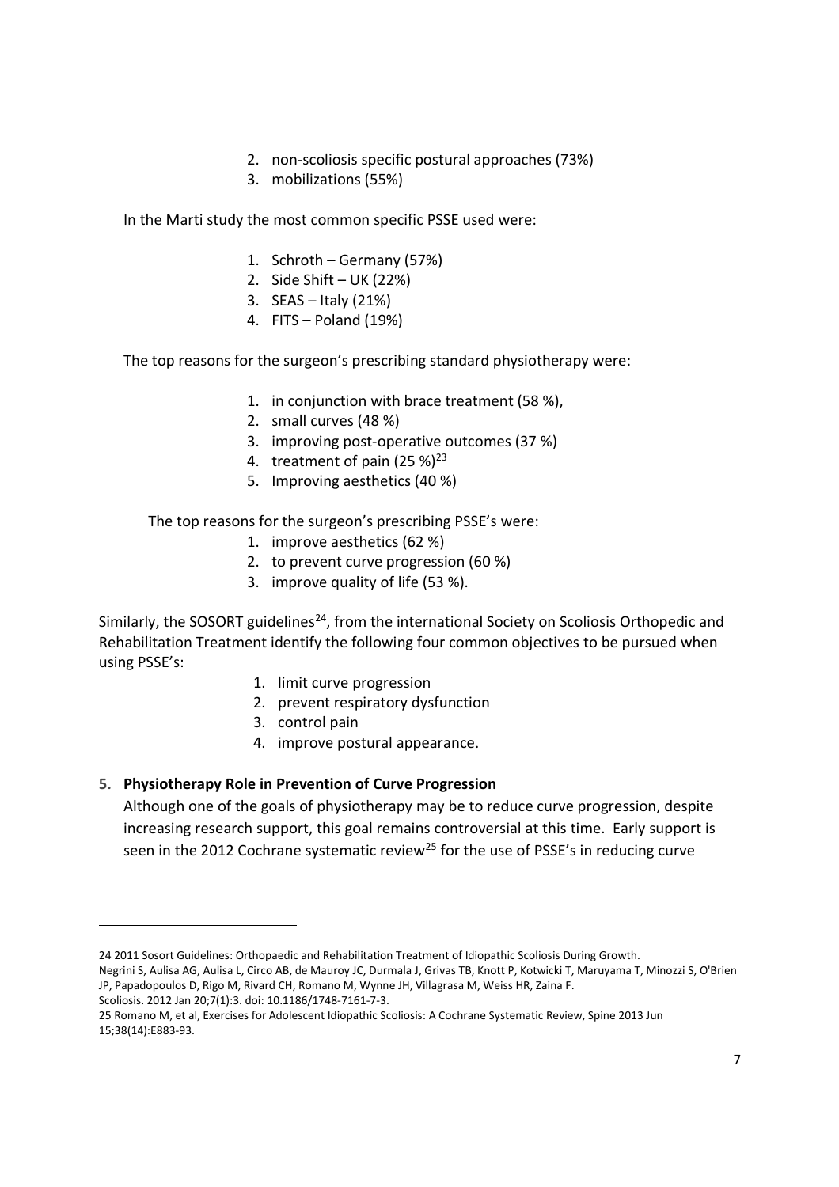2. non-scoliosis specific postural approaches (73%)
3. mobilizations (55%)

In the Marti study the most common specific PSSE used were:

1. Schroth – Germany (57%)
2. Side Shift – UK (22%)
3. SEAS – Italy (21%)
4. FITS – Poland (19%)

The top reasons for the surgeon's prescribing standard physiotherapy were:

1. in conjunction with brace treatment (58 %),
2. small curves (48 %)
3. improving post-operative outcomes (37 %)
4. treatment of pain (25 %)[23]
5. Improving aesthetics (40 %)

The top reasons for the surgeon's prescribing PSSE's were:

1. improve aesthetics (62 %)
2. to prevent curve progression (60 %)
3. improve quality of life (53 %).

Similarly, the SOSORT guidelines[24], from the international Society on Scoliosis Orthopedic and Rehabilitation Treatment identify the following four common objectives to be pursued when using PSSE's:

1. limit curve progression
2. prevent respiratory dysfunction
3. control pain
4. improve postural appearance.

**5. Physiotherapy Role in Prevention of Curve Progression**

Although one of the goals of physiotherapy may be to reduce curve progression, despite increasing research support, this goal remains controversial at this time. Early support is seen in the 2012 Cochrane systematic review[25] for the use of PSSE's in reducing curve

---

24 2011 Sosort Guidelines: Orthopaedic and Rehabilitation Treatment of Idiopathic Scoliosis During Growth.
Negrini S, Aulisa AG, Aulisa L, Circo AB, de Mauroy JC, Durmala J, Grivas TB, Knott P, Kotwicki T, Maruyama T, Minozzi S, O'Brien JP, Papadopoulos D, Rigo M, Rivard CH, Romano M, Wynne JH, Villagrasa M, Weiss HR, Zaina F.
Scoliosis. 2012 Jan 20;7(1):3. doi: 10.1186/1748-7161-7-3.

25 Romano M, et al, Exercises for Adolescent Idiopathic Scoliosis: A Cochrane Systematic Review, Spine 2013 Jun 15;38(14):E883-93.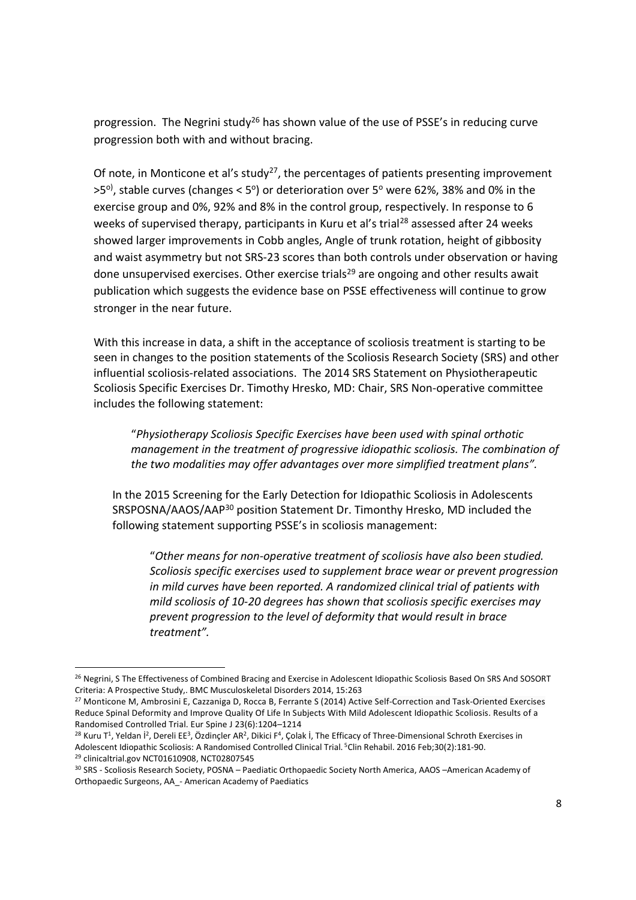progression. The Negrini study[26] has shown value of the use of PSSE's in reducing curve progression both with and without bracing.

Of note, in Monticone et al's study[27], the percentages of patients presenting improvement $>5^{o)}$, stable curves (changes $< 5^o$) or deterioration over $5^o$ were 62%, 38% and 0% in the exercise group and 0%, 92% and 8% in the control group, respectively. In response to 6 weeks of supervised therapy, participants in Kuru et al's trial[28] assessed after 24 weeks showed larger improvements in Cobb angles, Angle of trunk rotation, height of gibbosity and waist asymmetry but not SRS-23 scores than both controls under observation or having done unsupervised exercises. Other exercise trials[29] are ongoing and other results await publication which suggests the evidence base on PSSE effectiveness will continue to grow stronger in the near future.

With this increase in data, a shift in the acceptance of scoliosis treatment is starting to be seen in changes to the position statements of the Scoliosis Research Society (SRS) and other influential scoliosis-related associations. The 2014 SRS Statement on Physiotherapeutic Scoliosis Specific Exercises Dr. Timothy Hresko, MD: Chair, SRS Non-operative committee includes the following statement:

> "*Physiotherapy Scoliosis Specific Exercises have been used with spinal orthotic management in the treatment of progressive idiopathic scoliosis. The combination of the two modalities may offer advantages over more simplified treatment plans".*

In the 2015 Screening for the Early Detection for Idiopathic Scoliosis in Adolescents SRSPOSNA/AAOS/AAP[30] position Statement Dr. Timonthy Hresko, MD included the following statement supporting PSSE's in scoliosis management:

> "*Other means for non-operative treatment of scoliosis have also been studied. Scoliosis specific exercises used to supplement brace wear or prevent progression in mild curves have been reported. A randomized clinical trial of patients with mild scoliosis of 10-20 degrees has shown that scoliosis specific exercises may prevent progression to the level of deformity that would result in brace treatment".*

---

[26] Negrini, S The Effectiveness of Combined Bracing and Exercise in Adolescent Idiopathic Scoliosis Based On SRS And SOSORT Criteria: A Prospective Study,. BMC Musculoskeletal Disorders 2014, 15:263

[27] Monticone M, Ambrosini E, Cazzaniga D, Rocca B, Ferrante S (2014) Active Self-Correction and Task-Oriented Exercises Reduce Spinal Deformity and Improve Quality Of Life In Subjects With Mild Adolescent Idiopathic Scoliosis. Results of a Randomised Controlled Trial. Eur Spine J 23(6):1204–1214

[28] Kuru T[1], Yeldan İ[2], Dereli EE[3], Özdinçler AR[2], Dikici F[4], Çolak İ, The Efficacy of Three-Dimensional Schroth Exercises in Adolescent Idiopathic Scoliosis: A Randomised Controlled Clinical Trial. [5]Clin Rehabil. 2016 Feb;30(2):181-90.

[29] clinicaltrial.gov NCT01610908, NCT02807545

[30] SRS - Scoliosis Research Society, POSNA – Paediatic Orthopaedic Society North America, AAOS –American Academy of Orthopaedic Surgeons, AA_- American Academy of Paediatics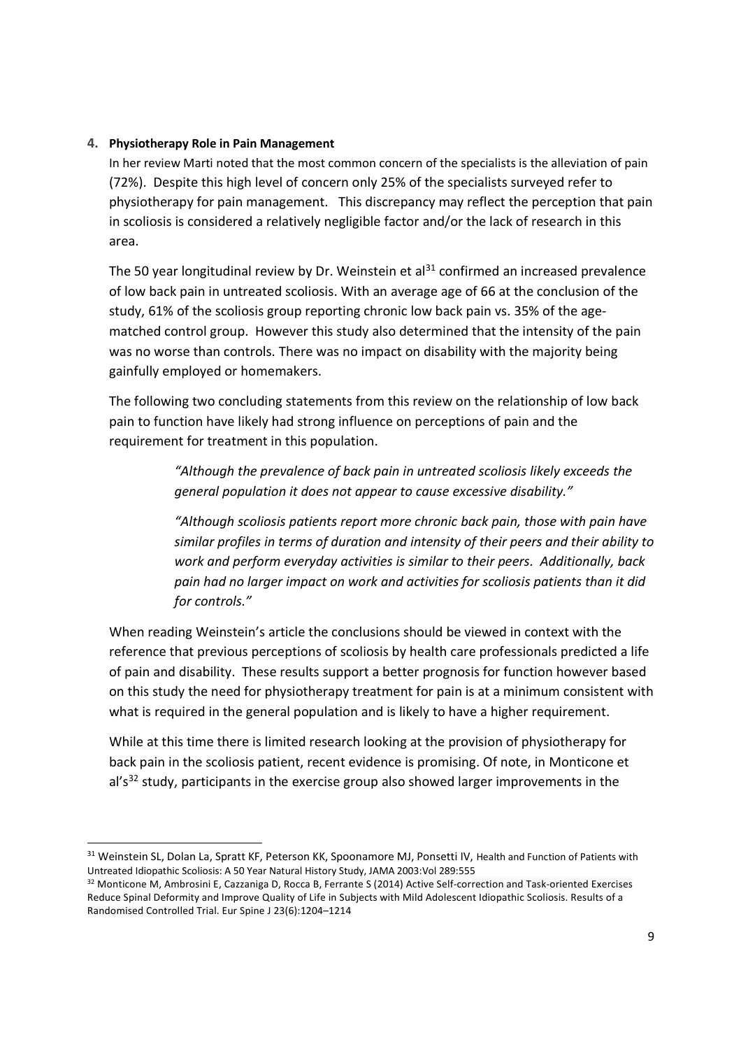## 4. Physiotherapy Role in Pain Management

In her review Marti noted that the most common concern of the specialists is the alleviation of pain (72%). Despite this high level of concern only 25% of the specialists surveyed refer to physiotherapy for pain management. This discrepancy may reflect the perception that pain in scoliosis is considered a relatively negligible factor and/or the lack of research in this area.

The 50 year longitudinal review by Dr. Weinstein et al[31] confirmed an increased prevalence of low back pain in untreated scoliosis. With an average age of 66 at the conclusion of the study, 61% of the scoliosis group reporting chronic low back pain vs. 35% of the age-matched control group. However this study also determined that the intensity of the pain was no worse than controls. There was no impact on disability with the majority being gainfully employed or homemakers.

The following two concluding statements from this review on the relationship of low back pain to function have likely had strong influence on perceptions of pain and the requirement for treatment in this population.

> *"Although the prevalence of back pain in untreated scoliosis likely exceeds the general population it does not appear to cause excessive disability."*
>
> *"Although scoliosis patients report more chronic back pain, those with pain have similar profiles in terms of duration and intensity of their peers and their ability to work and perform everyday activities is similar to their peers. Additionally, back pain had no larger impact on work and activities for scoliosis patients than it did for controls."*

When reading Weinstein's article the conclusions should be viewed in context with the reference that previous perceptions of scoliosis by health care professionals predicted a life of pain and disability. These results support a better prognosis for function however based on this study the need for physiotherapy treatment for pain is at a minimum consistent with what is required in the general population and is likely to have a higher requirement.

While at this time there is limited research looking at the provision of physiotherapy for back pain in the scoliosis patient, recent evidence is promising. Of note, in Monticone et al's[32] study, participants in the exercise group also showed larger improvements in the

---

[31] Weinstein SL, Dolan La, Spratt KF, Peterson KK, Spoonamore MJ, Ponsetti IV, Health and Function of Patients with Untreated Idiopathic Scoliosis: A 50 Year Natural History Study, JAMA 2003:Vol 289:555

[32] Monticone M, Ambrosini E, Cazzaniga D, Rocca B, Ferrante S (2014) Active Self-correction and Task-oriented Exercises Reduce Spinal Deformity and Improve Quality of Life in Subjects with Mild Adolescent Idiopathic Scoliosis. Results of a Randomised Controlled Trial. Eur Spine J 23(6):1204–1214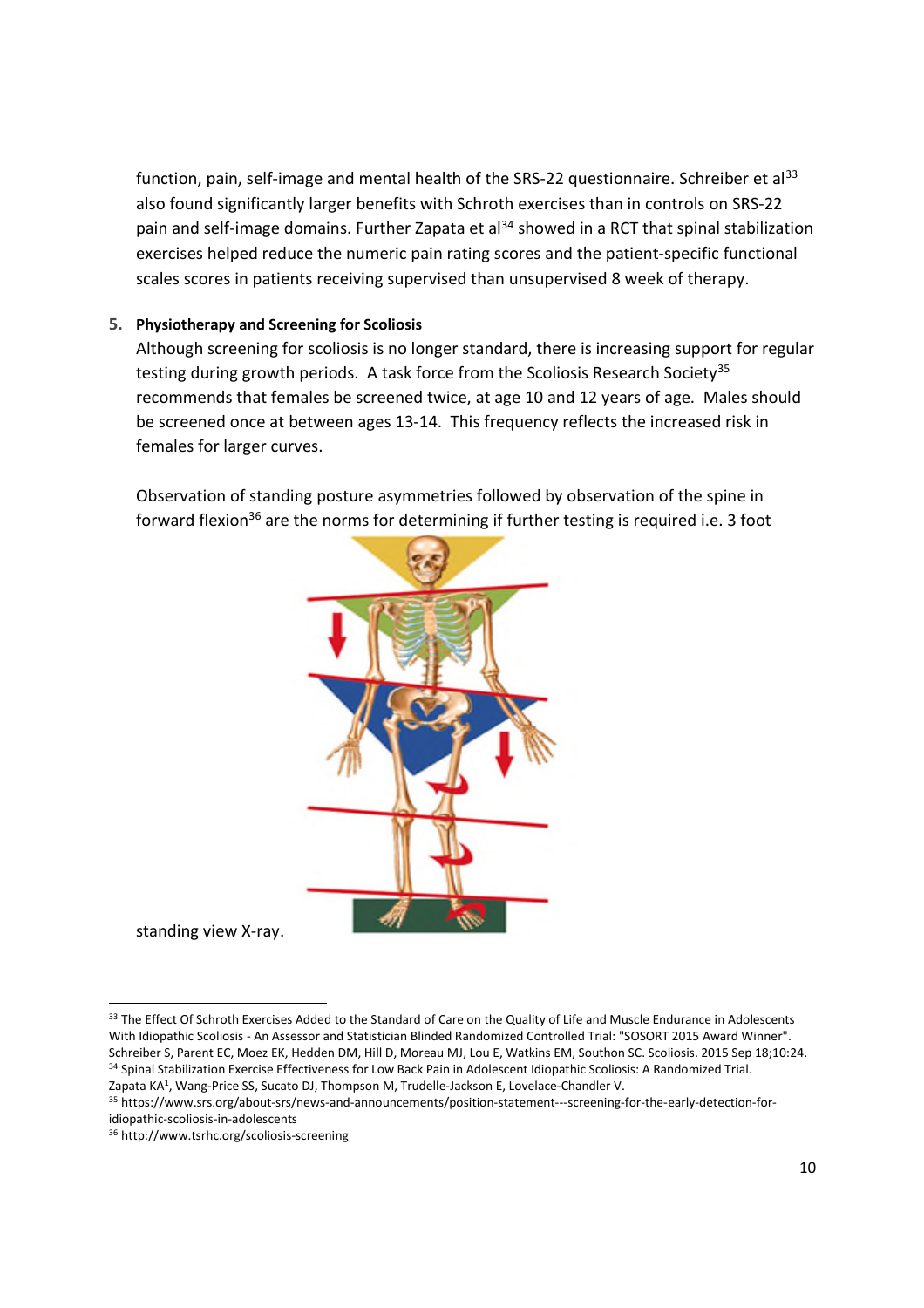function, pain, self-image and mental health of the SRS-22 questionnaire. Schreiber et al[33] also found significantly larger benefits with Schroth exercises than in controls on SRS-22 pain and self-image domains. Further Zapata et al[34] showed in a RCT that spinal stabilization exercises helped reduce the numeric pain rating scores and the patient-specific functional scales scores in patients receiving supervised than unsupervised 8 week of therapy.

5. **Physiotherapy and Screening for Scoliosis**

Although screening for scoliosis is no longer standard, there is increasing support for regular testing during growth periods. A task force from the Scoliosis Research Society[35] recommends that females be screened twice, at age 10 and 12 years of age. Males should be screened once at between ages 13-14. This frequency reflects the increased risk in females for larger curves.

Observation of standing posture asymmetries followed by observation of the spine in forward flexion[36] are the norms for determining if further testing is required i.e. 3 foot standing view X-ray.

---

[33] The Effect Of Schroth Exercises Added to the Standard of Care on the Quality of Life and Muscle Endurance in Adolescents With Idiopathic Scoliosis - An Assessor and Statistician Blinded Randomized Controlled Trial: "SOSORT 2015 Award Winner". Schreiber S, Parent EC, Moez EK, Hedden DM, Hill D, Moreau MJ, Lou E, Watkins EM, Southon SC. Scoliosis. 2015 Sep 18;10:24.

[34] Spinal Stabilization Exercise Effectiveness for Low Back Pain in Adolescent Idiopathic Scoliosis: A Randomized Trial. Zapata KA[1], Wang-Price SS, Sucato DJ, Thompson M, Trudelle-Jackson E, Lovelace-Chandler V.

[35] https://www.srs.org/about-srs/news-and-announcements/position-statement---screening-for-the-early-detection-for-idiopathic-scoliosis-in-adolescents

[36] http://www.tsrhc.org/scoliosis-screening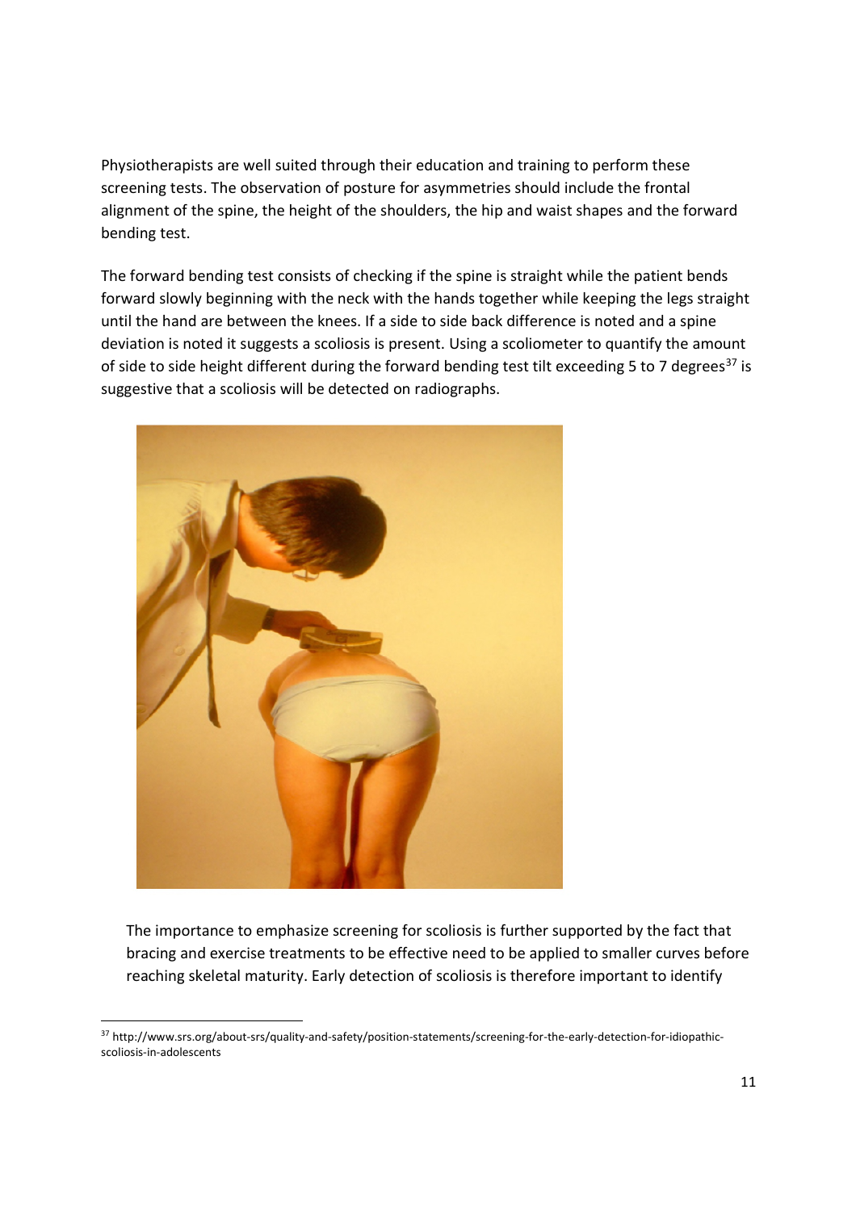Physiotherapists are well suited through their education and training to perform these screening tests. The observation of posture for asymmetries should include the frontal alignment of the spine, the height of the shoulders, the hip and waist shapes and the forward bending test.

The forward bending test consists of checking if the spine is straight while the patient bends forward slowly beginning with the neck with the hands together while keeping the legs straight until the hand are between the knees. If a side to side back difference is noted and a spine deviation is noted it suggests a scoliosis is present. Using a scoliometer to quantify the amount of side to side height different during the forward bending test tilt exceeding 5 to 7 degrees[37] is suggestive that a scoliosis will be detected on radiographs.

The importance to emphasize screening for scoliosis is further supported by the fact that bracing and exercise treatments to be effective need to be applied to smaller curves before reaching skeletal maturity. Early detection of scoliosis is therefore important to identify

[37] http://www.srs.org/about-srs/quality-and-safety/position-statements/screening-for-the-early-detection-for-idiopathic-scoliosis-in-adolescents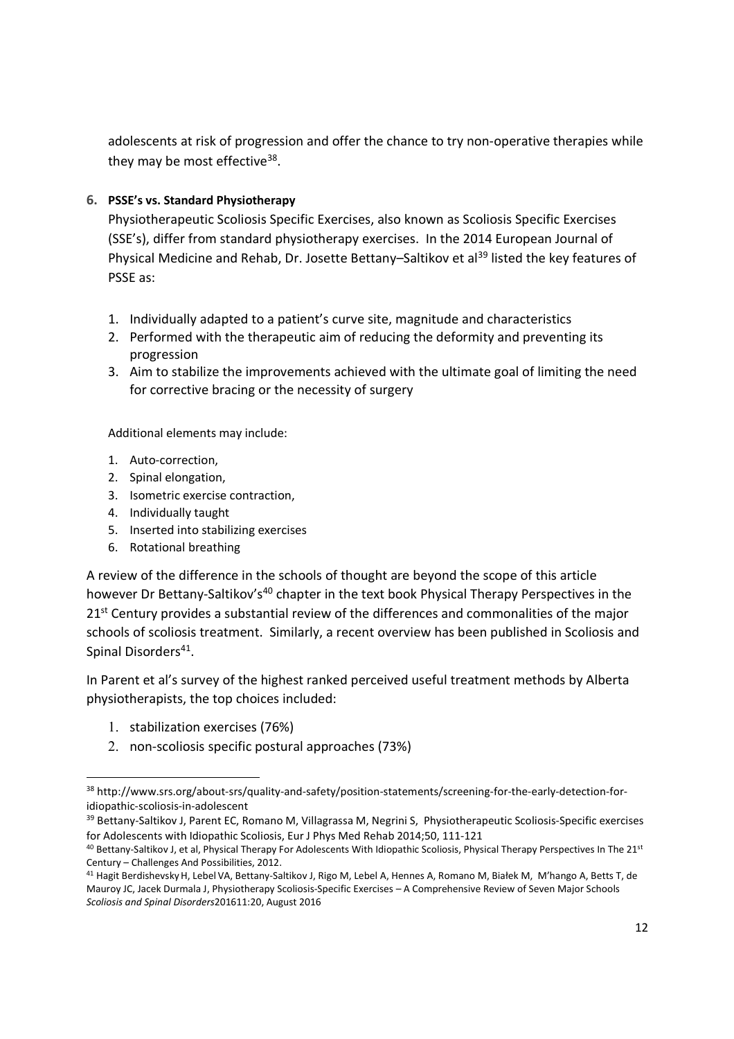adolescents at risk of progression and offer the chance to try non-operative therapies while they may be most effective[38].

## 6. PSSE's vs. Standard Physiotherapy

Physiotherapeutic Scoliosis Specific Exercises, also known as Scoliosis Specific Exercises (SSE's), differ from standard physiotherapy exercises. In the 2014 European Journal of Physical Medicine and Rehab, Dr. Josette Bettany–Saltikov et al[39] listed the key features of PSSE as:

1. Individually adapted to a patient's curve site, magnitude and characteristics
2. Performed with the therapeutic aim of reducing the deformity and preventing its progression
3. Aim to stabilize the improvements achieved with the ultimate goal of limiting the need for corrective bracing or the necessity of surgery

Additional elements may include:

1. Auto-correction,
2. Spinal elongation,
3. Isometric exercise contraction,
4. Individually taught
5. Inserted into stabilizing exercises
6. Rotational breathing

A review of the difference in the schools of thought are beyond the scope of this article however Dr Bettany-Saltikov's[40] chapter in the text book Physical Therapy Perspectives in the 21st Century provides a substantial review of the differences and commonalities of the major schools of scoliosis treatment. Similarly, a recent overview has been published in Scoliosis and Spinal Disorders[41].

In Parent et al's survey of the highest ranked perceived useful treatment methods by Alberta physiotherapists, the top choices included:

1. stabilization exercises (76%)
2. non-scoliosis specific postural approaches (73%)

---

[38] http://www.srs.org/about-srs/quality-and-safety/position-statements/screening-for-the-early-detection-for-idiopathic-scoliosis-in-adolescent

[39] Bettany-Saltikov J, Parent EC, Romano M, Villagrassa M, Negrini S, Physiotherapeutic Scoliosis-Specific exercises for Adolescents with Idiopathic Scoliosis, Eur J Phys Med Rehab 2014;50, 111-121

[40] Bettany-Saltikov J, et al, Physical Therapy For Adolescents With Idiopathic Scoliosis, Physical Therapy Perspectives In The 21st Century – Challenges And Possibilities, 2012.

[41] Hagit Berdishevsky H, Lebel VA, Bettany-Saltikov J, Rigo M, Lebel A, Hennes A, Romano M, Białek M, M'hango A, Betts T, de Mauroy JC, Jacek Durmala J, Physiotherapy Scoliosis-Specific Exercises – A Comprehensive Review of Seven Major Schools *Scoliosis and Spinal Disorders*201611:20, August 2016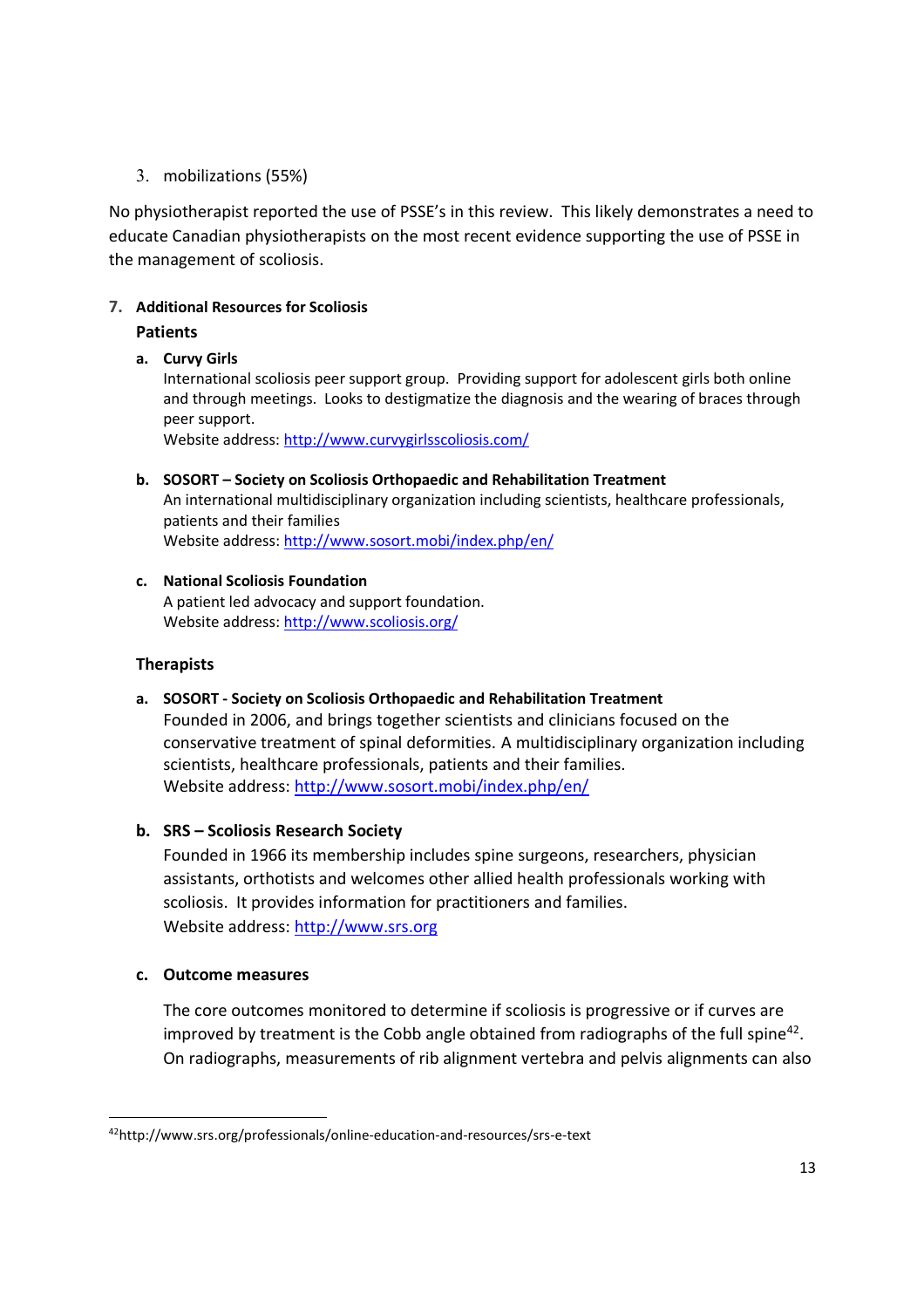3. mobilizations (55%)

No physiotherapist reported the use of PSSE's in this review. This likely demonstrates a need to educate Canadian physiotherapists on the most recent evidence supporting the use of PSSE in the management of scoliosis.

## 7. Additional Resources for Scoliosis

### Patients

**a. Curvy Girls**

International scoliosis peer support group. Providing support for adolescent girls both online and through meetings. Looks to destigmatize the diagnosis and the wearing of braces through peer support.
Website address: http://www.curvygirlsscoliosis.com/

**b. SOSORT – Society on Scoliosis Orthopaedic and Rehabilitation Treatment**

An international multidisciplinary organization including scientists, healthcare professionals, patients and their families
Website address: http://www.sosort.mobi/index.php/en/

**c. National Scoliosis Foundation**

A patient led advocacy and support foundation.
Website address: http://www.scoliosis.org/

### Therapists

**a. SOSORT - Society on Scoliosis Orthopaedic and Rehabilitation Treatment**

Founded in 2006, and brings together scientists and clinicians focused on the conservative treatment of spinal deformities. A multidisciplinary organization including scientists, healthcare professionals, patients and their families.
Website address: http://www.sosort.mobi/index.php/en/

**b. SRS – Scoliosis Research Society**

Founded in 1966 its membership includes spine surgeons, researchers, physician assistants, orthotists and welcomes other allied health professionals working with scoliosis. It provides information for practitioners and families.
Website address: http://www.srs.org

**c. Outcome measures**

The core outcomes monitored to determine if scoliosis is progressive or if curves are improved by treatment is the Cobb angle obtained from radiographs of the full spine[42]. On radiographs, measurements of rib alignment vertebra and pelvis alignments can also

---

[42] http://www.srs.org/professionals/online-education-and-resources/srs-e-text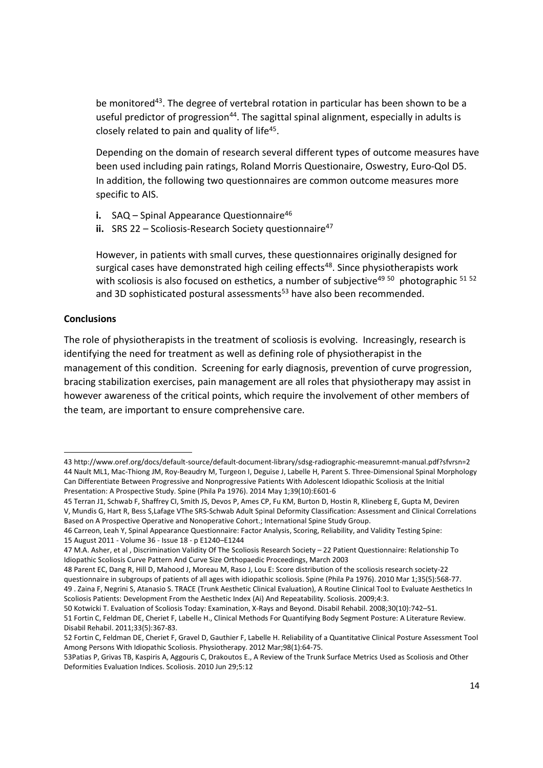be monitored[43]. The degree of vertebral rotation in particular has been shown to be a useful predictor of progression[44]. The sagittal spinal alignment, especially in adults is closely related to pain and quality of life[45].

Depending on the domain of research several different types of outcome measures have been used including pain ratings, Roland Morris Questionaire, Oswestry, Euro-Qol D5. In addition, the following two questionnaires are common outcome measures more specific to AIS.

- **i.** SAQ – Spinal Appearance Questionnaire[46]
- **ii.** SRS 22 – Scoliosis-Research Society questionnaire[47]

However, in patients with small curves, these questionnaires originally designed for surgical cases have demonstrated high ceiling effects[48]. Since physiotherapists work with scoliosis is also focused on esthetics, a number of subjective[49 50] photographic [51 52] and 3D sophisticated postural assessments[53] have also been recommended.

**Conclusions**

The role of physiotherapists in the treatment of scoliosis is evolving. Increasingly, research is identifying the need for treatment as well as defining role of physiotherapist in the management of this condition. Screening for early diagnosis, prevention of curve progression, bracing stabilization exercises, pain management are all roles that physiotherapy may assist in however awareness of the critical points, which require the involvement of other members of the team, are important to ensure comprehensive care.

---

43 http://www.oref.org/docs/default-source/default-document-library/sdsg-radiographic-measuremnt-manual.pdf?sfvrsn=2

44 Nault ML1, Mac-Thiong JM, Roy-Beaudry M, Turgeon I, Deguise J, Labelle H, Parent S. Three-Dimensional Spinal Morphology Can Differentiate Between Progressive and Nonprogressive Patients With Adolescent Idiopathic Scoliosis at the Initial Presentation: A Prospective Study. Spine (Phila Pa 1976). 2014 May 1;39(10):E601-6

45 Terran J1, Schwab F, Shaffrey CI, Smith JS, Devos P, Ames CP, Fu KM, Burton D, Hostin R, Klineberg E, Gupta M, Deviren V, Mundis G, Hart R, Bess S,Lafage VThe SRS-Schwab Adult Spinal Deformity Classification: Assessment and Clinical Correlations Based on A Prospective Operative and Nonoperative Cohort.; International Spine Study Group.

46 Carreon, Leah Y, Spinal Appearance Questionnaire: Factor Analysis, Scoring, Reliability, and Validity Testing Spine: 15 August 2011 - Volume 36 - Issue 18 - p E1240–E1244

47 M.A. Asher, et al , Discrimination Validity Of The Scoliosis Research Society – 22 Patient Questionnaire: Relationship To Idiopathic Scoliosis Curve Pattern And Curve Size Orthopaedic Proceedings, March 2003

48 Parent EC, Dang R, Hill D, Mahood J, Moreau M, Raso J, Lou E: Score distribution of the scoliosis research society-22 questionnaire in subgroups of patients of all ages with idiopathic scoliosis. Spine (Phila Pa 1976). 2010 Mar 1;35(5):568-77.

49 . Zaina F, Negrini S, Atanasio S. TRACE (Trunk Aesthetic Clinical Evaluation), A Routine Clinical Tool to Evaluate Aesthetics In Scoliosis Patients: Development From the Aesthetic Index (Ai) And Repeatability. Scoliosis. 2009;4:3.

50 Kotwicki T. Evaluation of Scoliosis Today: Examination, X-Rays and Beyond. Disabil Rehabil. 2008;30(10):742–51.

51 Fortin C, Feldman DE, Cheriet F, Labelle H., Clinical Methods For Quantifying Body Segment Posture: A Literature Review. Disabil Rehabil. 2011;33(5):367-83.

52 Fortin C, Feldman DE, Cheriet F, Gravel D, Gauthier F, Labelle H. Reliability of a Quantitative Clinical Posture Assessment Tool Among Persons With Idiopathic Scoliosis. Physiotherapy. 2012 Mar;98(1):64-75.

53Patias P, Grivas TB, Kaspiris A, Aggouris C, Drakoutos E., A Review of the Trunk Surface Metrics Used as Scoliosis and Other Deformities Evaluation Indices. Scoliosis. 2010 Jun 29;5:12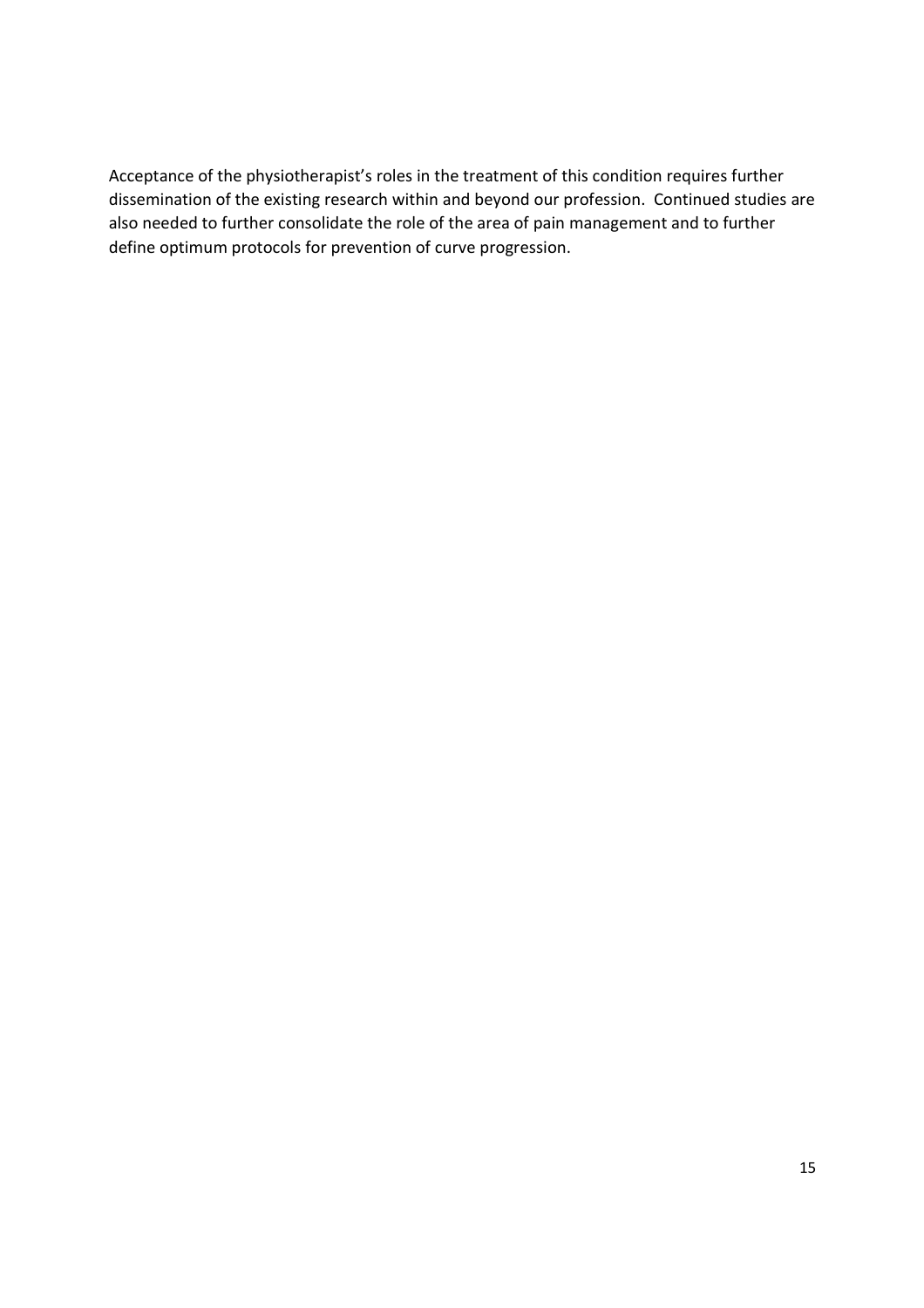Acceptance of the physiotherapist's roles in the treatment of this condition requires further dissemination of the existing research within and beyond our profession. Continued studies are also needed to further consolidate the role of the area of pain management and to further define optimum protocols for prevention of curve progression.